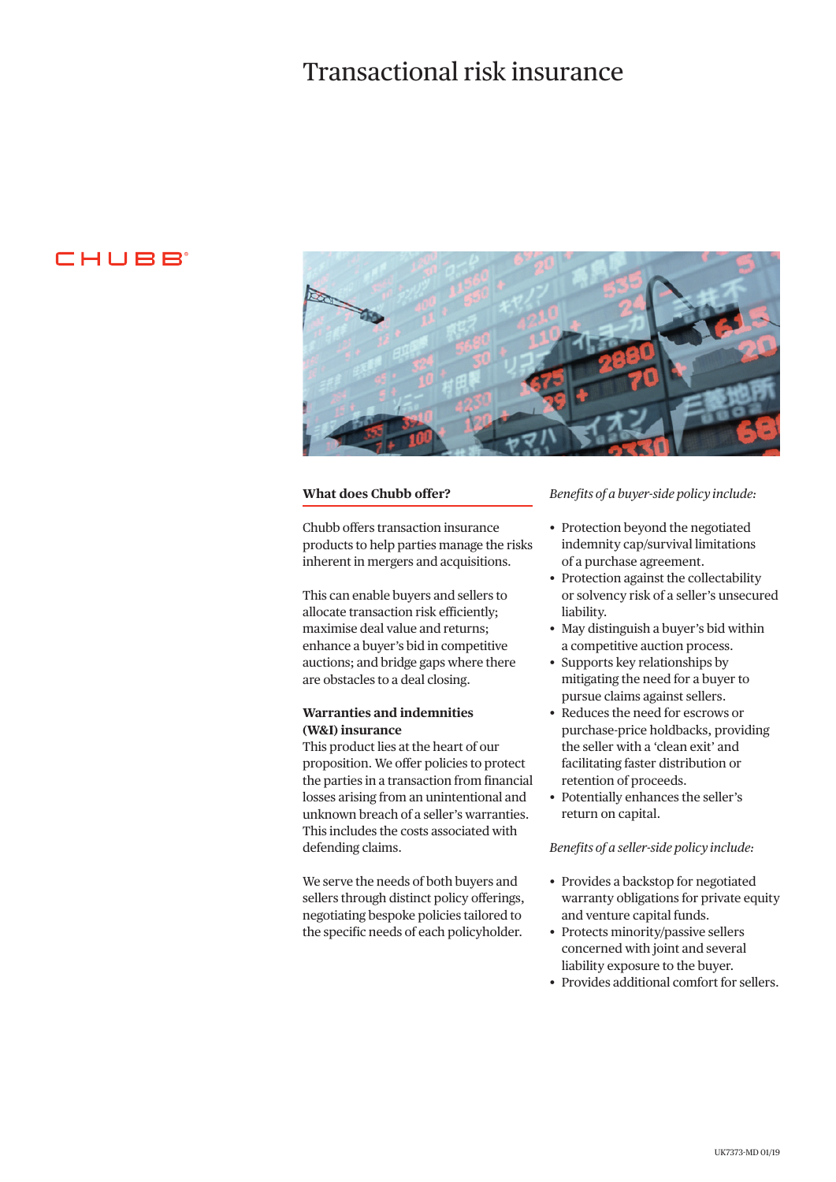# Transactional risk insurance

CHUBB

## What does Chubb offer?

Chubb offers transaction insurance products to help parties manage the risks inherent in mergers and acquisitions.

This can enable buyers and sellers to allocate transaction risk efficiently; maximise deal value and returns; enhance a buyer's bid in competitive auctions; and bridge gaps where there are obstacles to a deal closing.

**Warranties and indemnities (W&I) insurance**
This product lies at the heart of our proposition. We offer policies to protect the parties in a transaction from financial losses arising from an unintentional and unknown breach of a seller's warranties. This includes the costs associated with defending claims.

We serve the needs of both buyers and sellers through distinct policy offerings, negotiating bespoke policies tailored to the specific needs of each policyholder.

*Benefits of a buyer-side policy include:*

- Protection beyond the negotiated indemnity cap/survival limitations of a purchase agreement.
- Protection against the collectability or solvency risk of a seller's unsecured liability.
- May distinguish a buyer's bid within a competitive auction process.
- Supports key relationships by mitigating the need for a buyer to pursue claims against sellers.
- Reduces the need for escrows or purchase-price holdbacks, providing the seller with a 'clean exit' and facilitating faster distribution or retention of proceeds.
- Potentially enhances the seller's return on capital.

*Benefits of a seller-side policy include:*

- Provides a backstop for negotiated warranty obligations for private equity and venture capital funds.
- Protects minority/passive sellers concerned with joint and several liability exposure to the buyer.
- Provides additional comfort for sellers.

UK7373-MD 01/19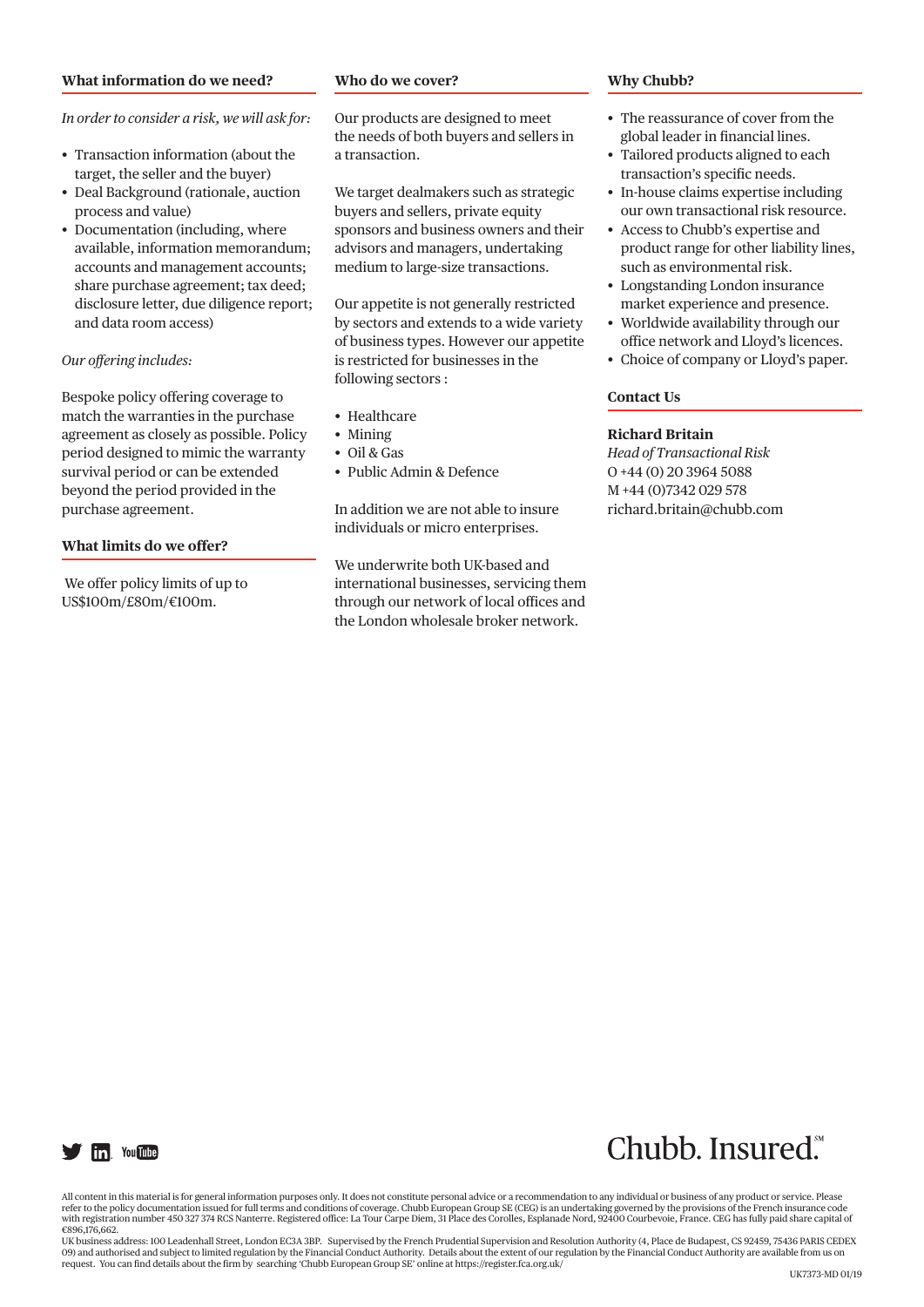### What information do we need?

*In order to consider a risk, we will ask for:*

- Transaction information (about the target, the seller and the buyer)
- Deal Background (rationale, auction process and value)
- Documentation (including, where available, information memorandum; accounts and management accounts; share purchase agreement; tax deed; disclosure letter, due diligence report; and data room access)

*Our offering includes:*

Bespoke policy offering coverage to match the warranties in the purchase agreement as closely as possible. Policy period designed to mimic the warranty survival period or can be extended beyond the period provided in the purchase agreement.

### What limits do we offer?

We offer policy limits of up to US$100m/£80m/€100m.

### Who do we cover?

Our products are designed to meet the needs of both buyers and sellers in a transaction.

We target dealmakers such as strategic buyers and sellers, private equity sponsors and business owners and their advisors and managers, undertaking medium to large-size transactions.

Our appetite is not generally restricted by sectors and extends to a wide variety of business types. However our appetite is restricted for businesses in the following sectors :

- Healthcare
- Mining
- Oil & Gas
- Public Admin & Defence

In addition we are not able to insure individuals or micro enterprises.

We underwrite both UK-based and international businesses, servicing them through our network of local offices and the London wholesale broker network.

### Why Chubb?

- The reassurance of cover from the global leader in financial lines.
- Tailored products aligned to each transaction's specific needs.
- In-house claims expertise including our own transactional risk resource.
- Access to Chubb's expertise and product range for other liability lines, such as environmental risk.
- Longstanding London insurance market experience and presence.
- Worldwide availability through our office network and Lloyd's licences.
- Choice of company or Lloyd's paper.

### Contact Us

**Richard Britain**
*Head of Transactional Risk*
O +44 (0) 20 3964 5088
M +44 (0)7342 029 578
richard.britain@chubb.com

Chubb. Insured.℠

All content in this material is for general information purposes only. It does not constitute personal advice or a recommendation to any individual or business of any product or service. Please refer to the policy documentation issued for full terms and conditions of coverage. Chubb European Group SE (CEG) is an undertaking governed by the provisions of the French insurance code with registration number 450 327 374 RCS Nanterre. Registered office: La Tour Carpe Diem, 31 Place des Corolles, Esplanade Nord, 92400 Courbevoie, France. CEG has fully paid share capital of €896,176,662.
UK business address: 100 Leadenhall Street, London EC3A 3BP. Supervised by the French Prudential Supervision and Resolution Authority (4, Place de Budapest, CS 92459, 75436 PARIS CEDEX 09) and authorised and subject to limited regulation by the Financial Conduct Authority. Details about the extent of our regulation by the Financial Conduct Authority are available from us on request. You can find details about the firm by searching 'Chubb European Group SE' online at https://register.fca.org.uk/

UK7373-MD 01/19